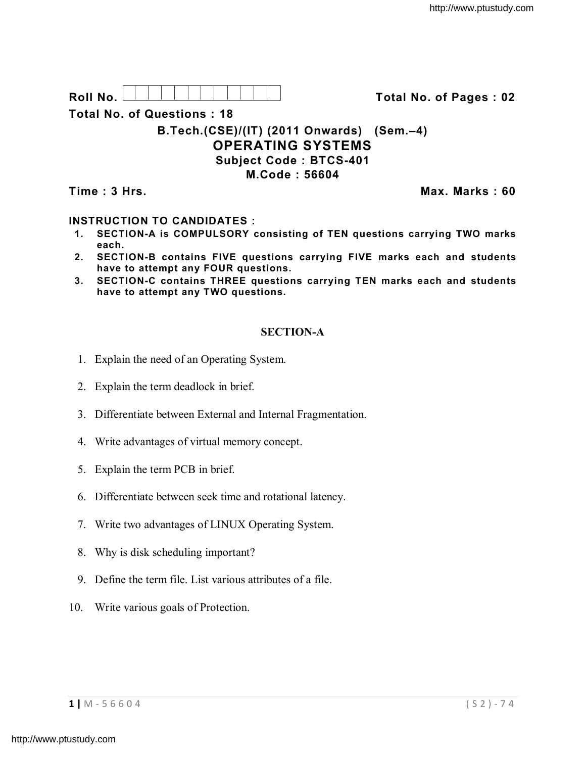Roll No. | | | | | | | | | | | | |

**Total No. of Pages : 02**

**Total No. of Questions : 18**

**B.Tech.(CSE)/(IT) (2011 Onwards) (Sem.–4)**

# OPERATING SYSTEMS

**Subject Code : BTCS-401**

**M.Code : 56604**

**Time : 3 Hrs.** **Max. Marks : 60**

**INSTRUCTION TO CANDIDATES :**

1. **SECTION-A is COMPULSORY consisting of TEN questions carrying TWO marks each.**
2. **SECTION-B contains FIVE questions carrying FIVE marks each and students have to attempt any FOUR questions.**
3. **SECTION-C contains THREE questions carrying TEN marks each and students have to attempt any TWO questions.**

## SECTION-A

1. Explain the need of an Operating System.
2. Explain the term deadlock in brief.
3. Differentiate between External and Internal Fragmentation.
4. Write advantages of virtual memory concept.
5. Explain the term PCB in brief.
6. Differentiate between seek time and rotational latency.
7. Write two advantages of LINUX Operating System.
8. Why is disk scheduling important?
9. Define the term file. List various attributes of a file.
10. Write various goals of Protection.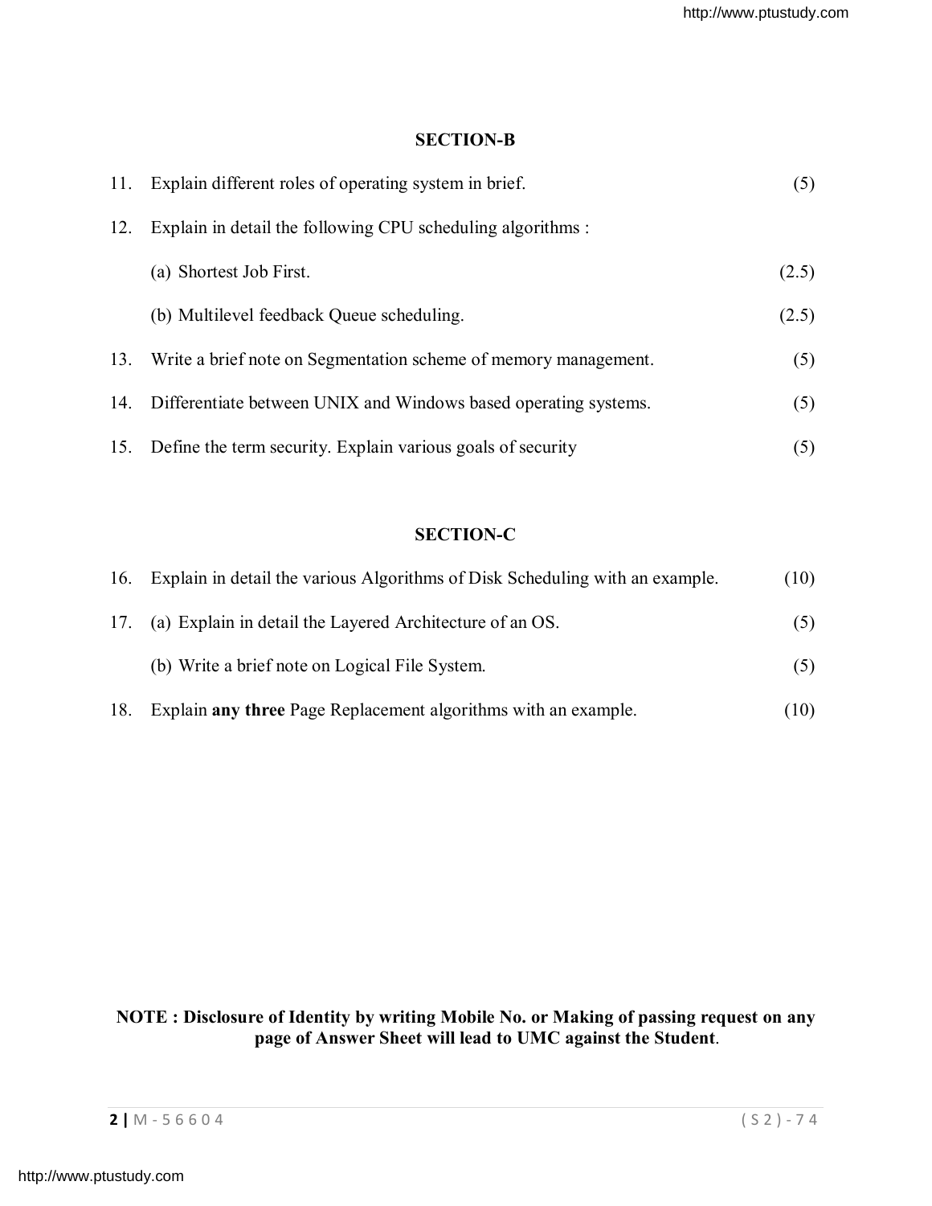## SECTION-B

11. Explain different roles of operating system in brief. (5)

12. Explain in detail the following CPU scheduling algorithms :

    (a) Shortest Job First. (2.5)

    (b) Multilevel feedback Queue scheduling. (2.5)

13. Write a brief note on Segmentation scheme of memory management. (5)

14. Differentiate between UNIX and Windows based operating systems. (5)

15. Define the term security. Explain various goals of security (5)

## SECTION-C

16. Explain in detail the various Algorithms of Disk Scheduling with an example. (10)

17. (a) Explain in detail the Layered Architecture of an OS. (5)

    (b) Write a brief note on Logical File System. (5)

18. Explain **any three** Page Replacement algorithms with an example. (10)

**NOTE : Disclosure of Identity by writing Mobile No. or Making of passing request on any page of Answer Sheet will lead to UMC against the Student**.